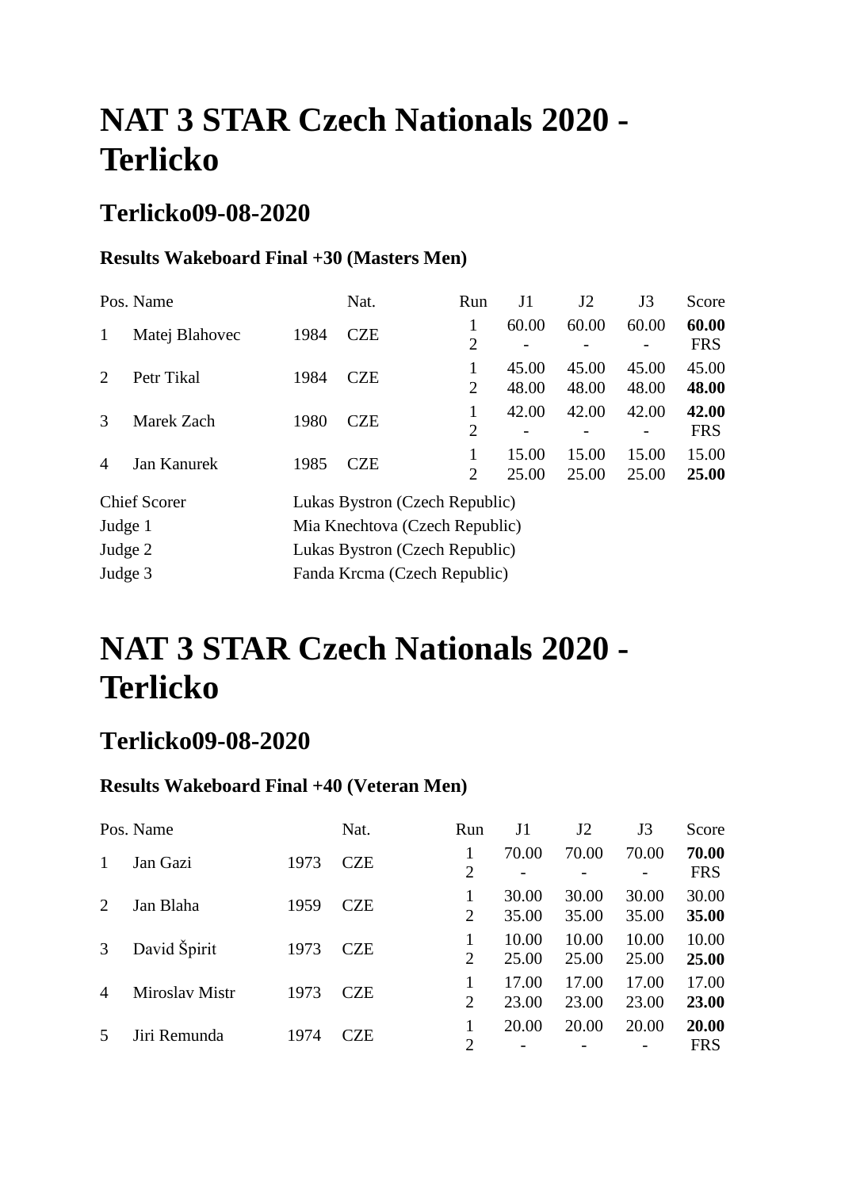# NAT 3 STAR Czech Nationals 2020 - Terlicko

## Terlicko09-08-2020

### Results Wakeboard Final +30 (Masters Men)

| Pos. | Name | | Nat. | Run | J1 | J2 | J3 | Score |
|---|---|---|---|---|---|---|---|---|
| 1 | Matej Blahovec | 1984 | CZE | 1 | 60.00 | 60.00 | 60.00 | **60.00** |
| | | | | 2 | - | - | - | FRS |
| 2 | Petr Tikal | 1984 | CZE | 1 | 45.00 | 45.00 | 45.00 | 45.00 |
| | | | | 2 | 48.00 | 48.00 | 48.00 | **48.00** |
| 3 | Marek Zach | 1980 | CZE | 1 | 42.00 | 42.00 | 42.00 | **42.00** |
| | | | | 2 | - | - | - | FRS |
| 4 | Jan Kanurek | 1985 | CZE | 1 | 15.00 | 15.00 | 15.00 | 15.00 |
| | | | | 2 | 25.00 | 25.00 | 25.00 | **25.00** |

| | |
|---|---|
| Chief Scorer | Lukas Bystron (Czech Republic) |
| Judge 1 | Mia Knechtova (Czech Republic) |
| Judge 2 | Lukas Bystron (Czech Republic) |
| Judge 3 | Fanda Krcma (Czech Republic) |

# NAT 3 STAR Czech Nationals 2020 - Terlicko

## Terlicko09-08-2020

### Results Wakeboard Final +40 (Veteran Men)

| Pos. | Name | | Nat. | Run | J1 | J2 | J3 | Score |
|---|---|---|---|---|---|---|---|---|
| 1 | Jan Gazi | 1973 | CZE | 1 | 70.00 | 70.00 | 70.00 | **70.00** |
| | | | | 2 | - | - | - | FRS |
| 2 | Jan Blaha | 1959 | CZE | 1 | 30.00 | 30.00 | 30.00 | 30.00 |
| | | | | 2 | 35.00 | 35.00 | 35.00 | **35.00** |
| 3 | David Špirit | 1973 | CZE | 1 | 10.00 | 10.00 | 10.00 | 10.00 |
| | | | | 2 | 25.00 | 25.00 | 25.00 | **25.00** |
| 4 | Miroslav Mistr | 1973 | CZE | 1 | 17.00 | 17.00 | 17.00 | 17.00 |
| | | | | 2 | 23.00 | 23.00 | 23.00 | **23.00** |
| 5 | Jiri Remunda | 1974 | CZE | 1 | 20.00 | 20.00 | 20.00 | **20.00** |
| | | | | 2 | - | - | - | FRS |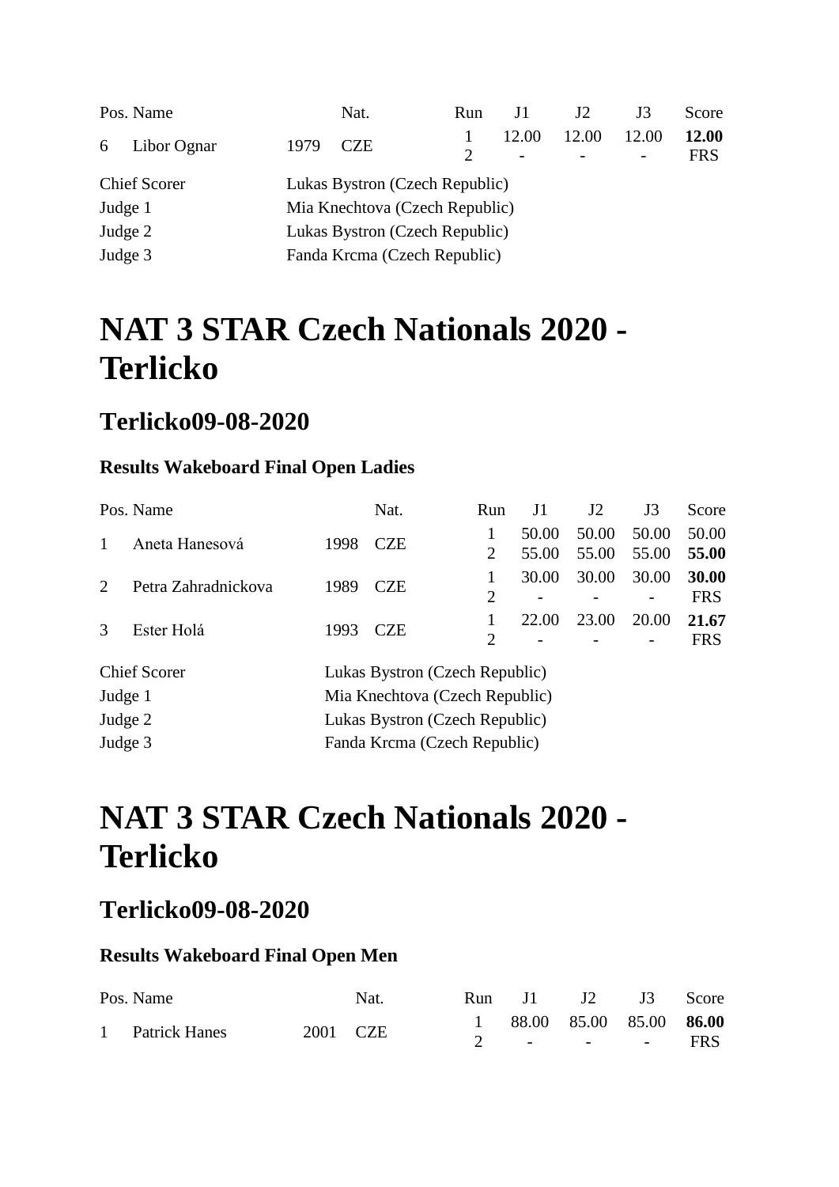| Pos. | Name | | Nat. | Run | J1 | J2 | J3 | Score |
|---|---|---|---|---|---|---|---|---|
| 6 | Libor Ognar | 1979 | CZE | 1 | 12.00 | 12.00 | 12.00 | **12.00** |
| | | | | 2 | - | - | - | FRS |

| | |
|---|---|
| Chief Scorer | Lukas Bystron (Czech Republic) |
| Judge 1 | Mia Knechtova (Czech Republic) |
| Judge 2 | Lukas Bystron (Czech Republic) |
| Judge 3 | Fanda Krcma (Czech Republic) |

# NAT 3 STAR Czech Nationals 2020 - Terlicko

## Terlicko09-08-2020

### Results Wakeboard Final Open Ladies

| Pos. | Name | | Nat. | Run | J1 | J2 | J3 | Score |
|---|---|---|---|---|---|---|---|---|
| 1 | Aneta Hanesová | 1998 | CZE | 1 | 50.00 | 50.00 | 50.00 | 50.00 |
| | | | | 2 | 55.00 | 55.00 | 55.00 | **55.00** |
| 2 | Petra Zahradnickova | 1989 | CZE | 1 | 30.00 | 30.00 | 30.00 | **30.00** |
| | | | | 2 | - | - | - | FRS |
| 3 | Ester Holá | 1993 | CZE | 1 | 22.00 | 23.00 | 20.00 | **21.67** |
| | | | | 2 | - | - | - | FRS |

| | |
|---|---|
| Chief Scorer | Lukas Bystron (Czech Republic) |
| Judge 1 | Mia Knechtova (Czech Republic) |
| Judge 2 | Lukas Bystron (Czech Republic) |
| Judge 3 | Fanda Krcma (Czech Republic) |

# NAT 3 STAR Czech Nationals 2020 - Terlicko

## Terlicko09-08-2020

### Results Wakeboard Final Open Men

| Pos. | Name | | Nat. | Run | J1 | J2 | J3 | Score |
|---|---|---|---|---|---|---|---|---|
| 1 | Patrick Hanes | 2001 | CZE | 1 | 88.00 | 85.00 | 85.00 | **86.00** |
| | | | | 2 | - | - | - | FRS |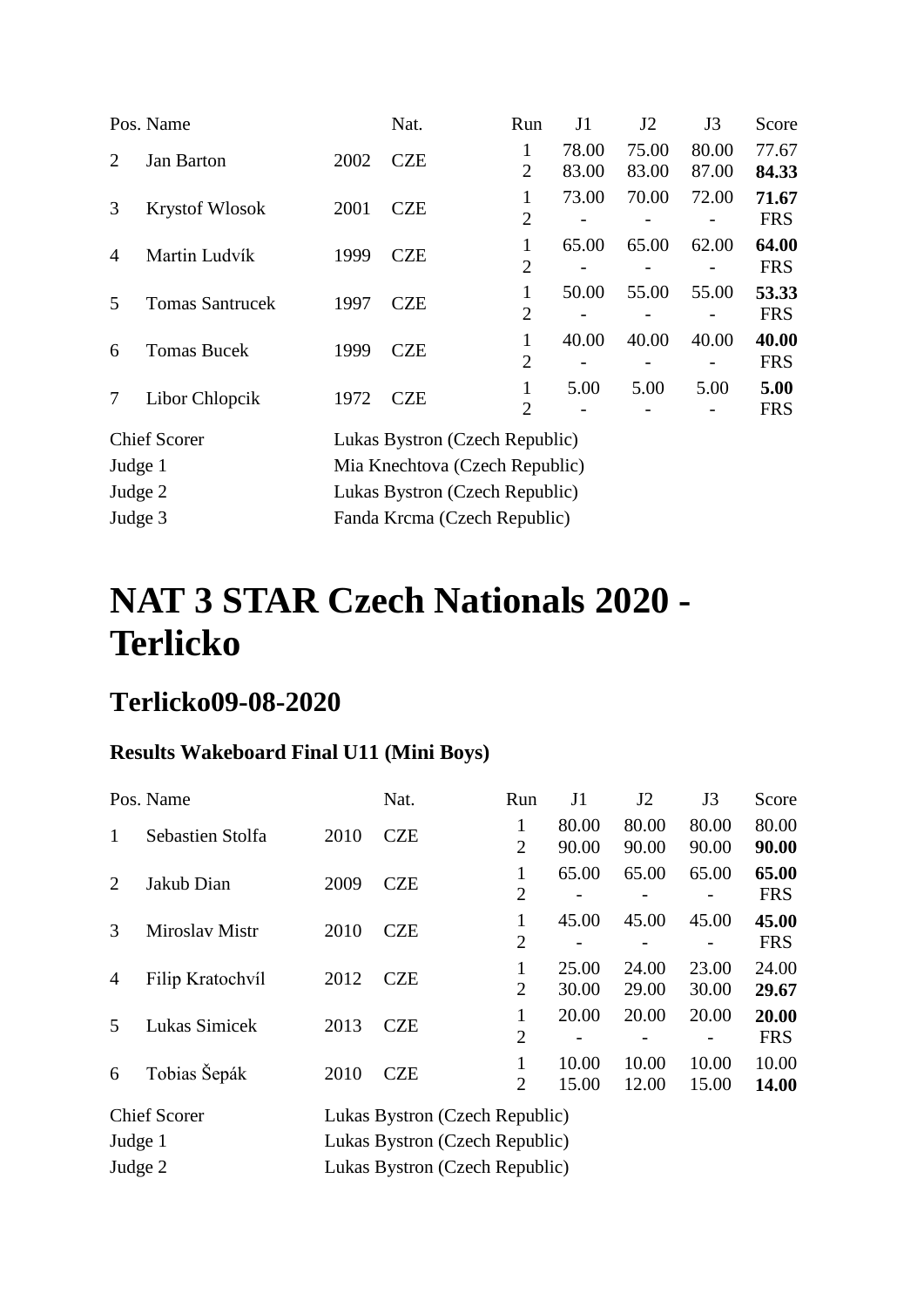| Pos. | Name | | Nat. | Run | J1 | J2 | J3 | Score |
|---|---|---|---|---|---|---|---|---|
| 2 | Jan Barton | 2002 | CZE | 1 | 78.00 | 75.00 | 80.00 | 77.67 |
| | | | | 2 | 83.00 | 83.00 | 87.00 | **84.33** |
| 3 | Krystof Wlosok | 2001 | CZE | 1 | 73.00 | 70.00 | 72.00 | **71.67** |
| | | | | 2 | - | - | - | FRS |
| 4 | Martin Ludvík | 1999 | CZE | 1 | 65.00 | 65.00 | 62.00 | **64.00** |
| | | | | 2 | - | - | - | FRS |
| 5 | Tomas Santrucek | 1997 | CZE | 1 | 50.00 | 55.00 | 55.00 | **53.33** |
| | | | | 2 | - | - | - | FRS |
| 6 | Tomas Bucek | 1999 | CZE | 1 | 40.00 | 40.00 | 40.00 | **40.00** |
| | | | | 2 | - | - | - | FRS |
| 7 | Libor Chlopcik | 1972 | CZE | 1 | 5.00 | 5.00 | 5.00 | **5.00** |
| | | | | 2 | - | - | - | FRS |

Chief Scorer Lukas Bystron (Czech Republic)
Judge 1 Mia Knechtova (Czech Republic)
Judge 2 Lukas Bystron (Czech Republic)
Judge 3 Fanda Krcma (Czech Republic)

# NAT 3 STAR Czech Nationals 2020 - Terlicko

## Terlicko09-08-2020

### Results Wakeboard Final U11 (Mini Boys)

| Pos. | Name | | Nat. | Run | J1 | J2 | J3 | Score |
|---|---|---|---|---|---|---|---|---|
| 1 | Sebastien Stolfa | 2010 | CZE | 1 | 80.00 | 80.00 | 80.00 | 80.00 |
| | | | | 2 | 90.00 | 90.00 | 90.00 | **90.00** |
| 2 | Jakub Dian | 2009 | CZE | 1 | 65.00 | 65.00 | 65.00 | **65.00** |
| | | | | 2 | - | - | - | FRS |
| 3 | Miroslav Mistr | 2010 | CZE | 1 | 45.00 | 45.00 | 45.00 | **45.00** |
| | | | | 2 | - | - | - | FRS |
| 4 | Filip Kratochvíl | 2012 | CZE | 1 | 25.00 | 24.00 | 23.00 | 24.00 |
| | | | | 2 | 30.00 | 29.00 | 30.00 | **29.67** |
| 5 | Lukas Simicek | 2013 | CZE | 1 | 20.00 | 20.00 | 20.00 | **20.00** |
| | | | | 2 | - | - | - | FRS |
| 6 | Tobias Šepák | 2010 | CZE | 1 | 10.00 | 10.00 | 10.00 | 10.00 |
| | | | | 2 | 15.00 | 12.00 | 15.00 | **14.00** |

Chief Scorer Lukas Bystron (Czech Republic)
Judge 1 Lukas Bystron (Czech Republic)
Judge 2 Lukas Bystron (Czech Republic)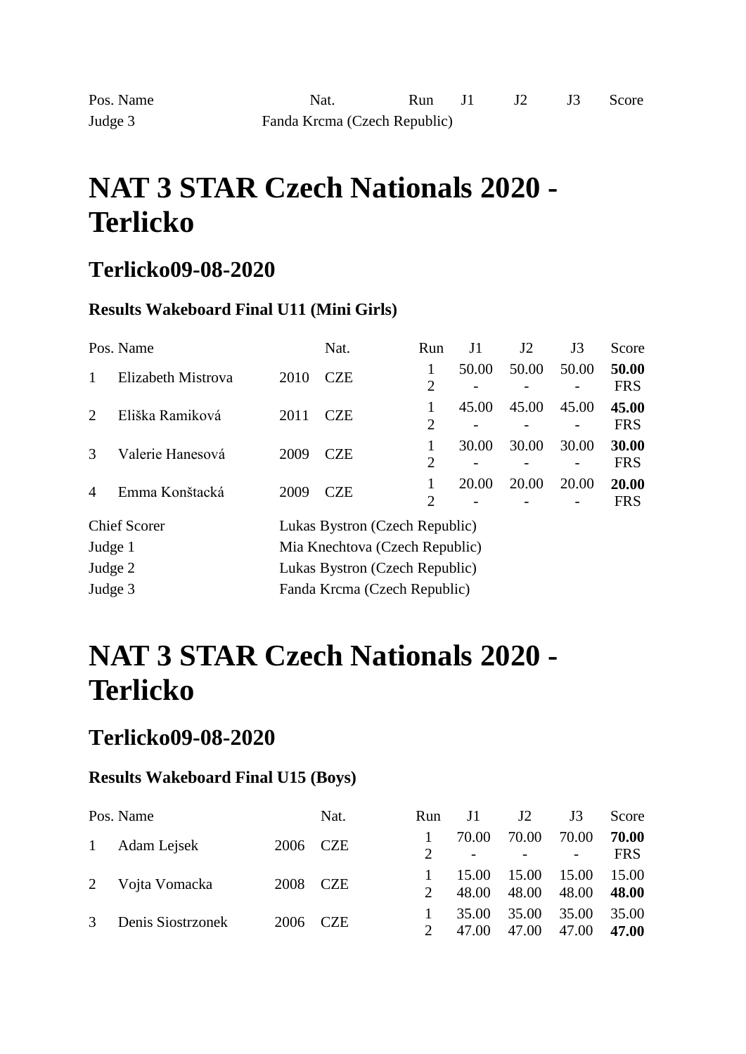| Pos. | Name | | Nat. | Run | J1 | J2 | J3 | Score |
|---|---|---|---|---|---|---|---|---|

| | |
|---|---|
| Judge 3 | Fanda Krcma (Czech Republic) |

# NAT 3 STAR Czech Nationals 2020 - Terlicko

## Terlicko09-08-2020

### Results Wakeboard Final U11 (Mini Girls)

| Pos. | Name | | Nat. | Run | J1 | J2 | J3 | Score |
|---|---|---|---|---|---|---|---|---|
| 1 | Elizabeth Mistrova | 2010 | CZE | 1 | 50.00 | 50.00 | 50.00 | **50.00** |
| | | | | 2 | - | - | - | FRS |
| 2 | Eliška Ramiková | 2011 | CZE | 1 | 45.00 | 45.00 | 45.00 | **45.00** |
| | | | | 2 | - | - | - | FRS |
| 3 | Valerie Hanesová | 2009 | CZE | 1 | 30.00 | 30.00 | 30.00 | **30.00** |
| | | | | 2 | - | - | - | FRS |
| 4 | Emma Konštacká | 2009 | CZE | 1 | 20.00 | 20.00 | 20.00 | **20.00** |
| | | | | 2 | - | - | - | FRS |

| | |
|---|---|
| Chief Scorer | Lukas Bystron (Czech Republic) |
| Judge 1 | Mia Knechtova (Czech Republic) |
| Judge 2 | Lukas Bystron (Czech Republic) |
| Judge 3 | Fanda Krcma (Czech Republic) |

# NAT 3 STAR Czech Nationals 2020 - Terlicko

## Terlicko09-08-2020

### Results Wakeboard Final U15 (Boys)

| Pos. | Name | | Nat. | Run | J1 | J2 | J3 | Score |
|---|---|---|---|---|---|---|---|---|
| 1 | Adam Lejsek | 2006 | CZE | 1 | 70.00 | 70.00 | 70.00 | **70.00** |
| | | | | 2 | - | - | - | FRS |
| 2 | Vojta Vomacka | 2008 | CZE | 1 | 15.00 | 15.00 | 15.00 | 15.00 |
| | | | | 2 | 48.00 | 48.00 | 48.00 | **48.00** |
| 3 | Denis Siostrzonek | 2006 | CZE | 1 | 35.00 | 35.00 | 35.00 | 35.00 |
| | | | | 2 | 47.00 | 47.00 | 47.00 | **47.00** |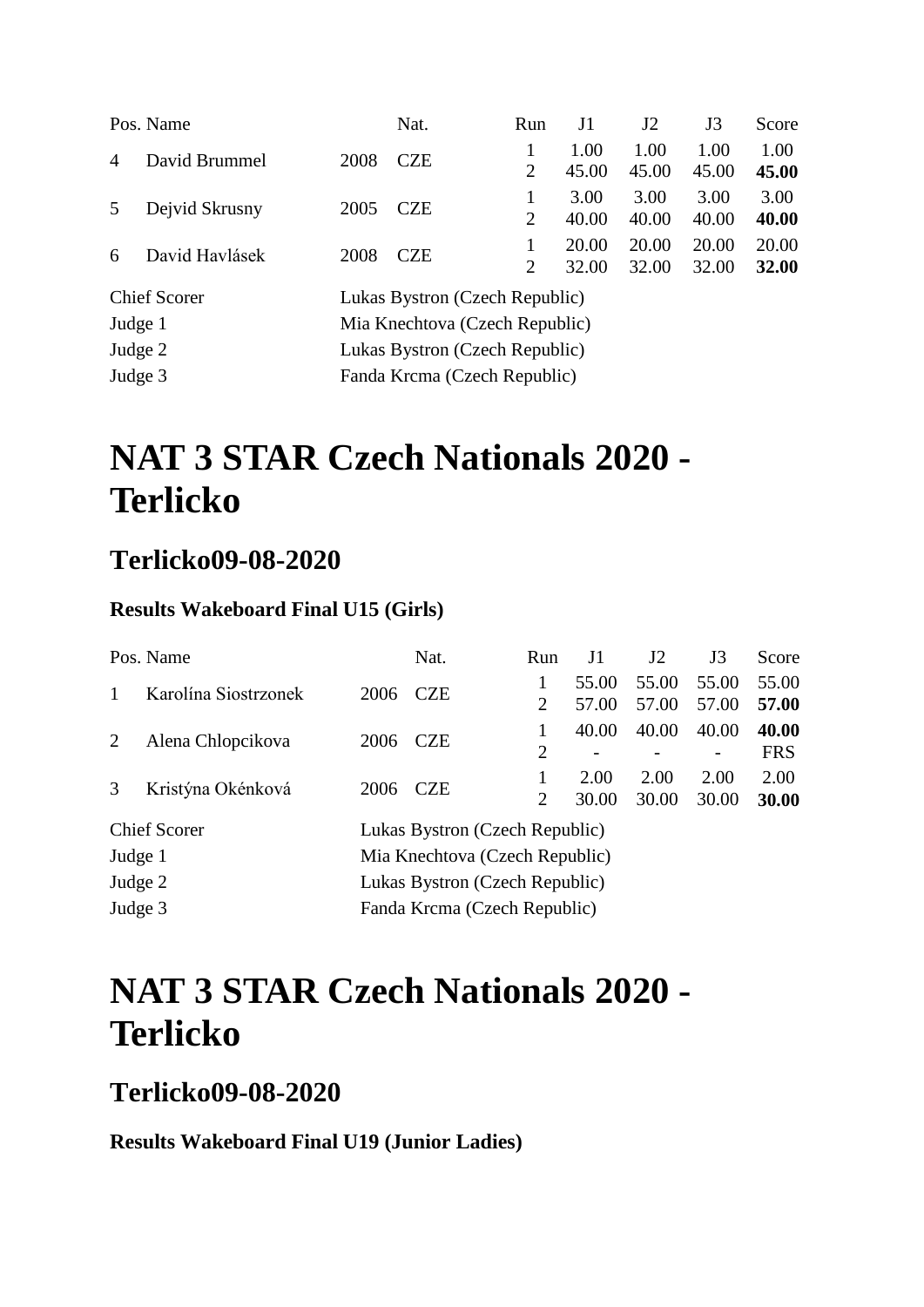| Pos. | Name | | Nat. | Run | J1 | J2 | J3 | Score |
|---|---|---|---|---|---|---|---|---|
| 4 | David Brummel | 2008 | CZE | 1 | 1.00 | 1.00 | 1.00 | 1.00 |
| | | | | 2 | 45.00 | 45.00 | 45.00 | **45.00** |
| 5 | Dejvid Skrusny | 2005 | CZE | 1 | 3.00 | 3.00 | 3.00 | 3.00 |
| | | | | 2 | 40.00 | 40.00 | 40.00 | **40.00** |
| 6 | David Havlásek | 2008 | CZE | 1 | 20.00 | 20.00 | 20.00 | 20.00 |
| | | | | 2 | 32.00 | 32.00 | 32.00 | **32.00** |

| | |
|---|---|
| Chief Scorer | Lukas Bystron (Czech Republic) |
| Judge 1 | Mia Knechtova (Czech Republic) |
| Judge 2 | Lukas Bystron (Czech Republic) |
| Judge 3 | Fanda Krcma (Czech Republic) |

# NAT 3 STAR Czech Nationals 2020 - Terlicko

## Terlicko09-08-2020

### Results Wakeboard Final U15 (Girls)

| Pos. | Name | | Nat. | Run | J1 | J2 | J3 | Score |
|---|---|---|---|---|---|---|---|---|
| 1 | Karolína Siostrzonek | 2006 | CZE | 1 | 55.00 | 55.00 | 55.00 | 55.00 |
| | | | | 2 | 57.00 | 57.00 | 57.00 | **57.00** |
| 2 | Alena Chlopcikova | 2006 | CZE | 1 | 40.00 | 40.00 | 40.00 | **40.00** |
| | | | | 2 | - | - | - | FRS |
| 3 | Kristýna Okénková | 2006 | CZE | 1 | 2.00 | 2.00 | 2.00 | 2.00 |
| | | | | 2 | 30.00 | 30.00 | 30.00 | **30.00** |

| | |
|---|---|
| Chief Scorer | Lukas Bystron (Czech Republic) |
| Judge 1 | Mia Knechtova (Czech Republic) |
| Judge 2 | Lukas Bystron (Czech Republic) |
| Judge 3 | Fanda Krcma (Czech Republic) |

# NAT 3 STAR Czech Nationals 2020 - Terlicko

## Terlicko09-08-2020

### Results Wakeboard Final U19 (Junior Ladies)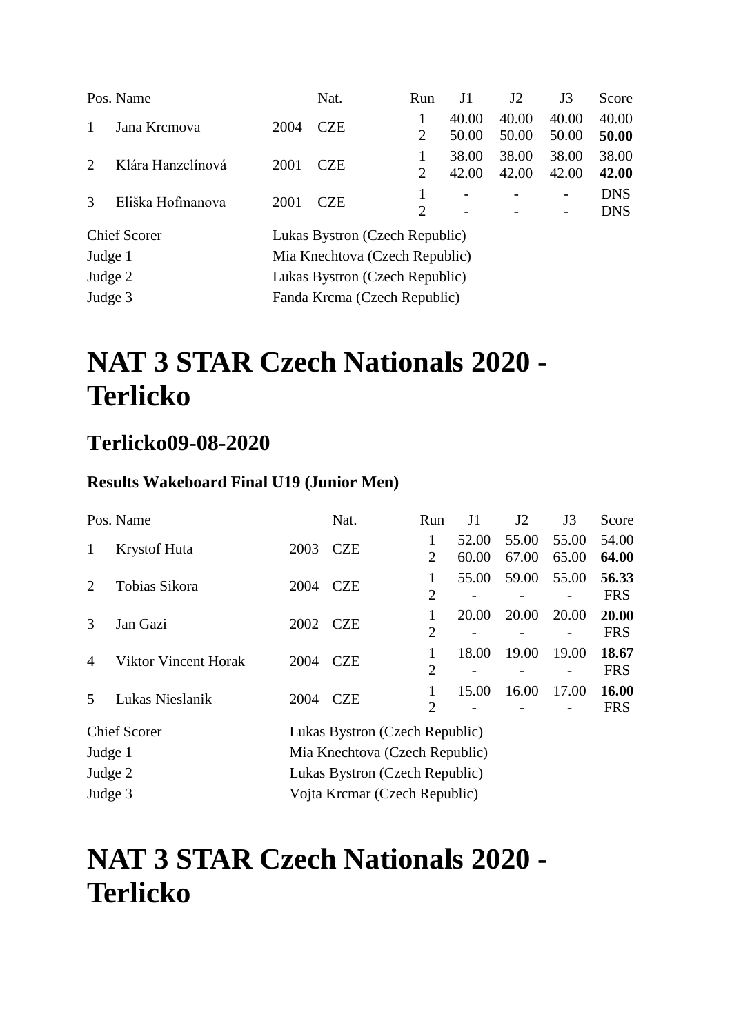| Pos. | Name | | Nat. | Run | J1 | J2 | J3 | Score |
|---|---|---|---|---|---|---|---|---|
| 1 | Jana Krcmova | 2004 | CZE | 1 | 40.00 | 40.00 | 40.00 | 40.00 |
| | | | | 2 | 50.00 | 50.00 | 50.00 | **50.00** |
| 2 | Klára Hanzelínová | 2001 | CZE | 1 | 38.00 | 38.00 | 38.00 | 38.00 |
| | | | | 2 | 42.00 | 42.00 | 42.00 | **42.00** |
| 3 | Eliška Hofmanova | 2001 | CZE | 1 | - | - | - | DNS |
| | | | | 2 | - | - | - | DNS |

Chief Scorer Lukas Bystron (Czech Republic)
Judge 1 Mia Knechtova (Czech Republic)
Judge 2 Lukas Bystron (Czech Republic)
Judge 3 Fanda Krcma (Czech Republic)

# NAT 3 STAR Czech Nationals 2020 - Terlicko

## Terlicko09-08-2020

### Results Wakeboard Final U19 (Junior Men)

| Pos. | Name | | Nat. | Run | J1 | J2 | J3 | Score |
|---|---|---|---|---|---|---|---|---|
| 1 | Krystof Huta | 2003 | CZE | 1 | 52.00 | 55.00 | 55.00 | 54.00 |
| | | | | 2 | 60.00 | 67.00 | 65.00 | **64.00** |
| 2 | Tobias Sikora | 2004 | CZE | 1 | 55.00 | 59.00 | 55.00 | **56.33** |
| | | | | 2 | - | - | - | FRS |
| 3 | Jan Gazi | 2002 | CZE | 1 | 20.00 | 20.00 | 20.00 | **20.00** |
| | | | | 2 | - | - | - | FRS |
| 4 | Viktor Vincent Horak | 2004 | CZE | 1 | 18.00 | 19.00 | 19.00 | **18.67** |
| | | | | 2 | - | - | - | FRS |
| 5 | Lukas Nieslanik | 2004 | CZE | 1 | 15.00 | 16.00 | 17.00 | **16.00** |
| | | | | 2 | - | - | - | FRS |

Chief Scorer Lukas Bystron (Czech Republic)
Judge 1 Mia Knechtova (Czech Republic)
Judge 2 Lukas Bystron (Czech Republic)
Judge 3 Vojta Krcmar (Czech Republic)

# NAT 3 STAR Czech Nationals 2020 - Terlicko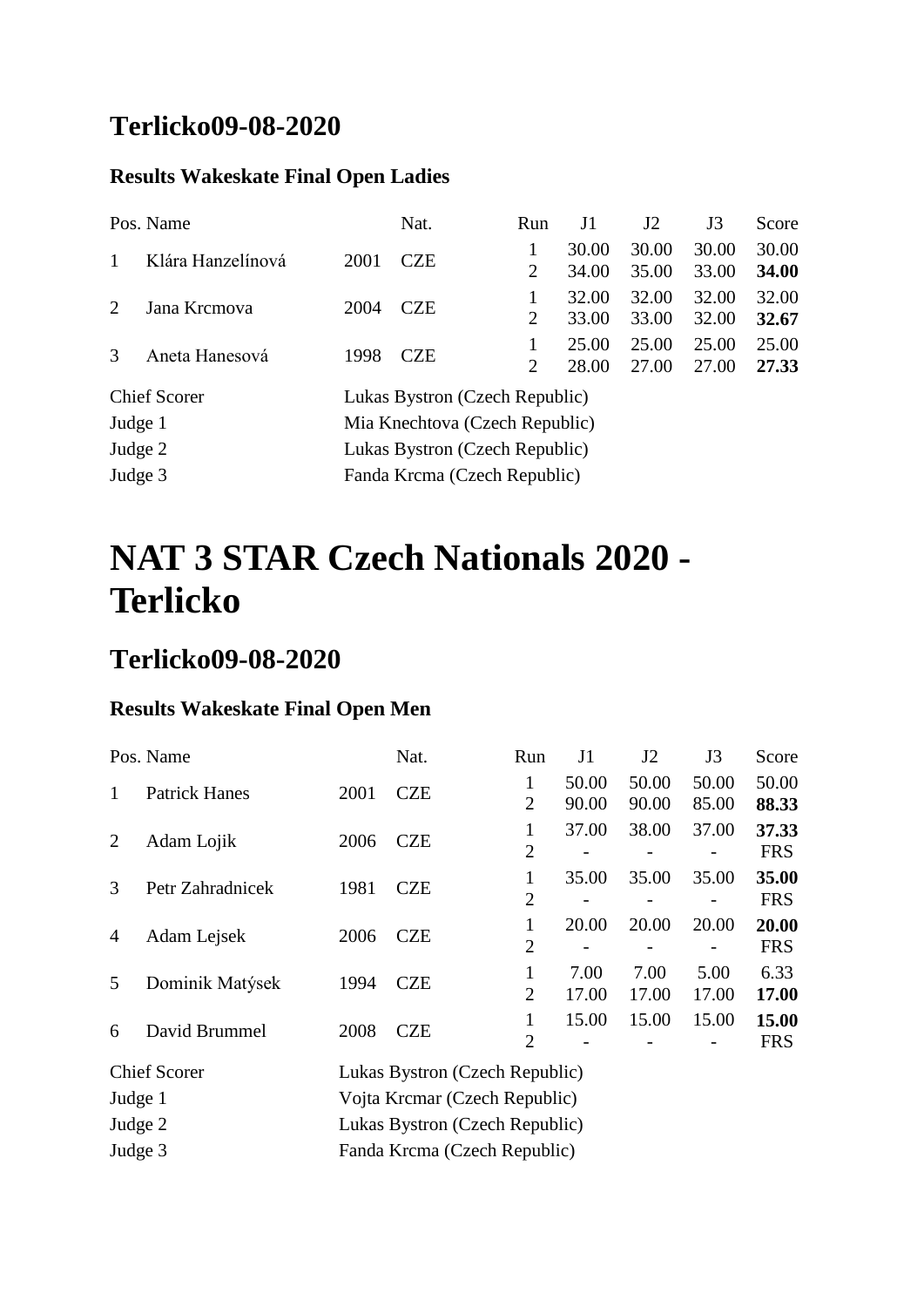## Terlicko09-08-2020

### Results Wakeskate Final Open Ladies

| Pos. | Name | | Nat. | Run | J1 | J2 | J3 | Score |
|---|---|---|---|---|---|---|---|---|
| 1 | Klára Hanzelínová | 2001 | CZE | 1 | 30.00 | 30.00 | 30.00 | 30.00 |
| | | | | 2 | 34.00 | 35.00 | 33.00 | **34.00** |
| 2 | Jana Krcmova | 2004 | CZE | 1 | 32.00 | 32.00 | 32.00 | 32.00 |
| | | | | 2 | 33.00 | 33.00 | 32.00 | **32.67** |
| 3 | Aneta Hanesová | 1998 | CZE | 1 | 25.00 | 25.00 | 25.00 | 25.00 |
| | | | | 2 | 28.00 | 27.00 | 27.00 | **27.33** |

Chief Scorer: Lukas Bystron (Czech Republic)
Judge 1: Mia Knechtova (Czech Republic)
Judge 2: Lukas Bystron (Czech Republic)
Judge 3: Fanda Krcma (Czech Republic)

# NAT 3 STAR Czech Nationals 2020 - Terlicko

## Terlicko09-08-2020

### Results Wakeskate Final Open Men

| Pos. | Name | | Nat. | Run | J1 | J2 | J3 | Score |
|---|---|---|---|---|---|---|---|---|
| 1 | Patrick Hanes | 2001 | CZE | 1 | 50.00 | 50.00 | 50.00 | 50.00 |
| | | | | 2 | 90.00 | 90.00 | 85.00 | **88.33** |
| 2 | Adam Lojik | 2006 | CZE | 1 | 37.00 | 38.00 | 37.00 | **37.33** |
| | | | | 2 | - | - | - | FRS |
| 3 | Petr Zahradnicek | 1981 | CZE | 1 | 35.00 | 35.00 | 35.00 | **35.00** |
| | | | | 2 | - | - | - | FRS |
| 4 | Adam Lejsek | 2006 | CZE | 1 | 20.00 | 20.00 | 20.00 | **20.00** |
| | | | | 2 | - | - | - | FRS |
| 5 | Dominik Matýsek | 1994 | CZE | 1 | 7.00 | 7.00 | 5.00 | 6.33 |
| | | | | 2 | 17.00 | 17.00 | 17.00 | **17.00** |
| 6 | David Brummel | 2008 | CZE | 1 | 15.00 | 15.00 | 15.00 | **15.00** |
| | | | | 2 | - | - | - | FRS |

Chief Scorer: Lukas Bystron (Czech Republic)
Judge 1: Vojta Krcmar (Czech Republic)
Judge 2: Lukas Bystron (Czech Republic)
Judge 3: Fanda Krcma (Czech Republic)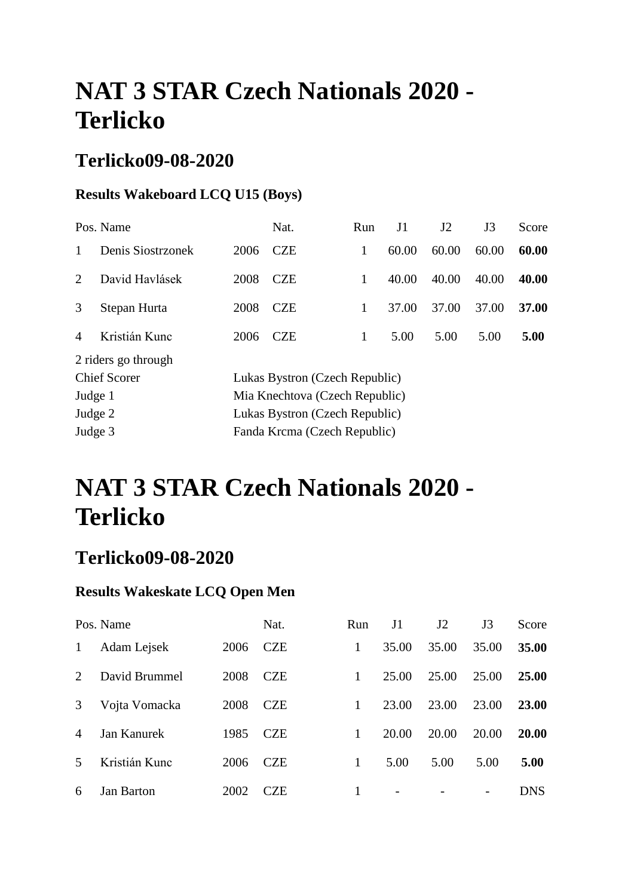# NAT 3 STAR Czech Nationals 2020 - Terlicko

## Terlicko09-08-2020

### Results Wakeboard LCQ U15 (Boys)

| Pos. | Name | | Nat. | Run | J1 | J2 | J3 | Score |
|---|---|---|---|---|---|---|---|---|
| 1 | Denis Siostrzonek | 2006 | CZE | 1 | 60.00 | 60.00 | 60.00 | **60.00** |
| 2 | David Havlásek | 2008 | CZE | 1 | 40.00 | 40.00 | 40.00 | **40.00** |
| 3 | Stepan Hurta | 2008 | CZE | 1 | 37.00 | 37.00 | 37.00 | **37.00** |
| 4 | Kristián Kunc | 2006 | CZE | 1 | 5.00 | 5.00 | 5.00 | **5.00** |

2 riders go through

| | |
|---|---|
| Chief Scorer | Lukas Bystron (Czech Republic) |
| Judge 1 | Mia Knechtova (Czech Republic) |
| Judge 2 | Lukas Bystron (Czech Republic) |
| Judge 3 | Fanda Krcma (Czech Republic) |

# NAT 3 STAR Czech Nationals 2020 - Terlicko

## Terlicko09-08-2020

### Results Wakeskate LCQ Open Men

| Pos. | Name | | Nat. | Run | J1 | J2 | J3 | Score |
|---|---|---|---|---|---|---|---|---|
| 1 | Adam Lejsek | 2006 | CZE | 1 | 35.00 | 35.00 | 35.00 | **35.00** |
| 2 | David Brummel | 2008 | CZE | 1 | 25.00 | 25.00 | 25.00 | **25.00** |
| 3 | Vojta Vomacka | 2008 | CZE | 1 | 23.00 | 23.00 | 23.00 | **23.00** |
| 4 | Jan Kanurek | 1985 | CZE | 1 | 20.00 | 20.00 | 20.00 | **20.00** |
| 5 | Kristián Kunc | 2006 | CZE | 1 | 5.00 | 5.00 | 5.00 | **5.00** |
| 6 | Jan Barton | 2002 | CZE | 1 | - | - | - | DNS |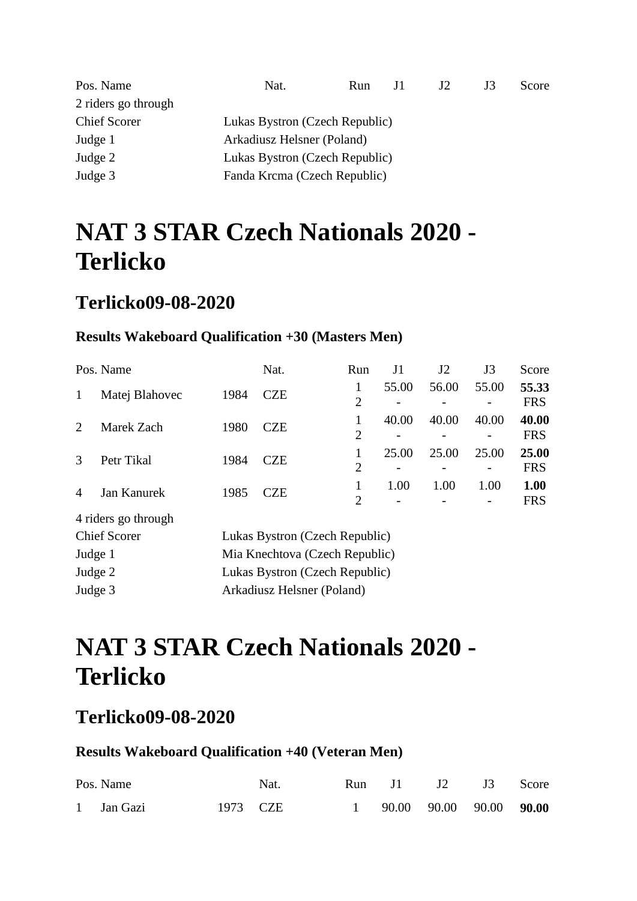| Pos. | Name | | Nat. | Run | J1 | J2 | J3 | Score |
|---|---|---|---|---|---|---|---|---|

2 riders go through

| | |
|---|---|
| Chief Scorer | Lukas Bystron (Czech Republic) |
| Judge 1 | Arkadiusz Helsner (Poland) |
| Judge 2 | Lukas Bystron (Czech Republic) |
| Judge 3 | Fanda Krcma (Czech Republic) |

# NAT 3 STAR Czech Nationals 2020 - Terlicko

## Terlicko09-08-2020

### Results Wakeboard Qualification +30 (Masters Men)

| Pos. | Name | | Nat. | Run | J1 | J2 | J3 | Score |
|---|---|---|---|---|---|---|---|---|
| 1 | Matej Blahovec | 1984 | CZE | 1 | 55.00 | 56.00 | 55.00 | **55.33** |
| | | | | 2 | - | - | - | FRS |
| 2 | Marek Zach | 1980 | CZE | 1 | 40.00 | 40.00 | 40.00 | **40.00** |
| | | | | 2 | - | - | - | FRS |
| 3 | Petr Tikal | 1984 | CZE | 1 | 25.00 | 25.00 | 25.00 | **25.00** |
| | | | | 2 | - | - | - | FRS |
| 4 | Jan Kanurek | 1985 | CZE | 1 | 1.00 | 1.00 | 1.00 | **1.00** |
| | | | | 2 | - | - | - | FRS |

4 riders go through

| | |
|---|---|
| Chief Scorer | Lukas Bystron (Czech Republic) |
| Judge 1 | Mia Knechtova (Czech Republic) |
| Judge 2 | Lukas Bystron (Czech Republic) |
| Judge 3 | Arkadiusz Helsner (Poland) |

# NAT 3 STAR Czech Nationals 2020 - Terlicko

## Terlicko09-08-2020

### Results Wakeboard Qualification +40 (Veteran Men)

| Pos. | Name | | Nat. | Run | J1 | J2 | J3 | Score |
|---|---|---|---|---|---|---|---|---|
| 1 | Jan Gazi | 1973 | CZE | 1 | 90.00 | 90.00 | 90.00 | **90.00** |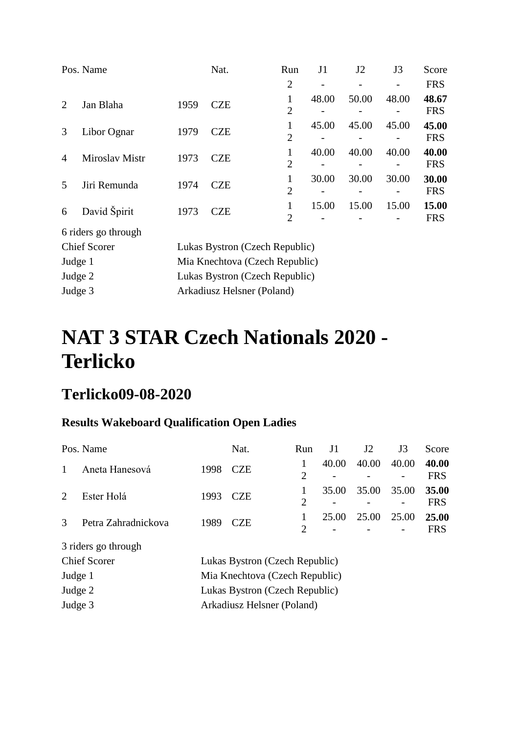| Pos. | Name | | Nat. | Run | J1 | J2 | J3 | Score |
|---|---|---|---|---|---|---|---|---|
| | | | | 2 | - | - | - | FRS |
| 2 | Jan Blaha | 1959 | CZE | 1 | 48.00 | 50.00 | 48.00 | **48.67** |
| | | | | 2 | - | - | - | FRS |
| 3 | Libor Ognar | 1979 | CZE | 1 | 45.00 | 45.00 | 45.00 | **45.00** |
| | | | | 2 | - | - | - | FRS |
| 4 | Miroslav Mistr | 1973 | CZE | 1 | 40.00 | 40.00 | 40.00 | **40.00** |
| | | | | 2 | - | - | - | FRS |
| 5 | Jiri Remunda | 1974 | CZE | 1 | 30.00 | 30.00 | 30.00 | **30.00** |
| | | | | 2 | - | - | - | FRS |
| 6 | David Špirit | 1973 | CZE | 1 | 15.00 | 15.00 | 15.00 | **15.00** |
| | | | | 2 | - | - | - | FRS |

6 riders go through

| | |
|---|---|
| Chief Scorer | Lukas Bystron (Czech Republic) |
| Judge 1 | Mia Knechtova (Czech Republic) |
| Judge 2 | Lukas Bystron (Czech Republic) |
| Judge 3 | Arkadiusz Helsner (Poland) |

# NAT 3 STAR Czech Nationals 2020 - Terlicko

## Terlicko09-08-2020

### Results Wakeboard Qualification Open Ladies

| Pos. | Name | | Nat. | Run | J1 | J2 | J3 | Score |
|---|---|---|---|---|---|---|---|---|
| 1 | Aneta Hanesová | 1998 | CZE | 1 | 40.00 | 40.00 | 40.00 | **40.00** |
| | | | | 2 | - | - | - | FRS |
| 2 | Ester Holá | 1993 | CZE | 1 | 35.00 | 35.00 | 35.00 | **35.00** |
| | | | | 2 | - | - | - | FRS |
| 3 | Petra Zahradnickova | 1989 | CZE | 1 | 25.00 | 25.00 | 25.00 | **25.00** |
| | | | | 2 | - | - | - | FRS |

3 riders go through

| | |
|---|---|
| Chief Scorer | Lukas Bystron (Czech Republic) |
| Judge 1 | Mia Knechtova (Czech Republic) |
| Judge 2 | Lukas Bystron (Czech Republic) |
| Judge 3 | Arkadiusz Helsner (Poland) |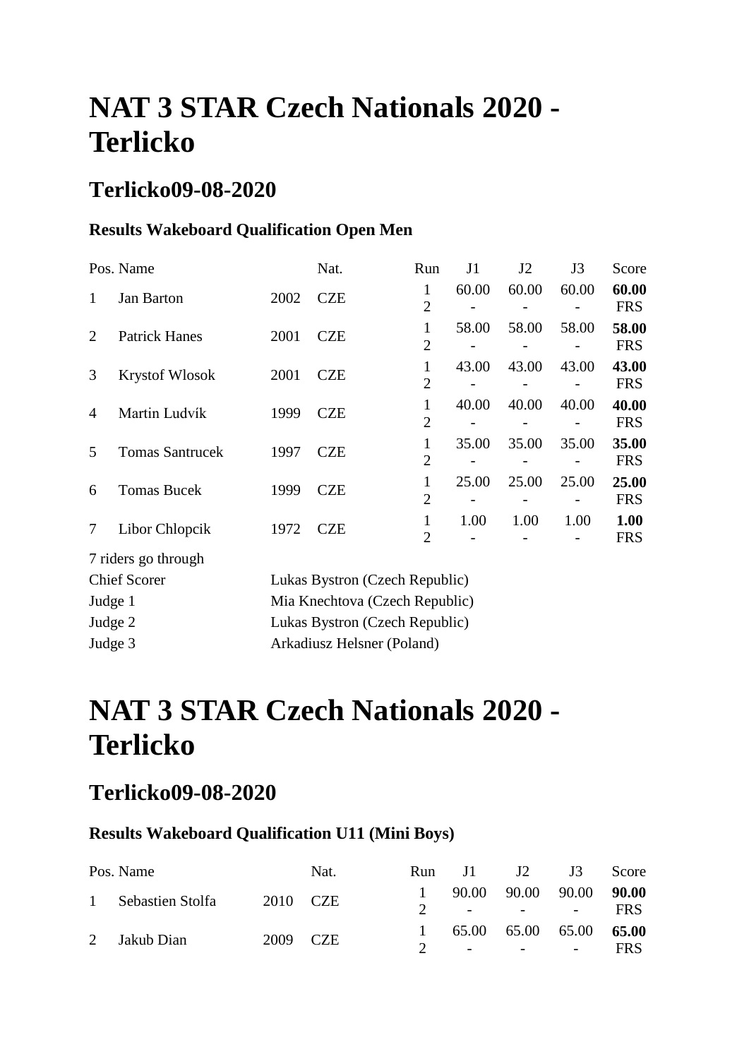# NAT 3 STAR Czech Nationals 2020 - Terlicko

## Terlicko09-08-2020

### Results Wakeboard Qualification Open Men

| Pos. | Name | | Nat. | Run | J1 | J2 | J3 | Score |
|---|---|---|---|---|---|---|---|---|
| 1 | Jan Barton | 2002 | CZE | 1 | 60.00 | 60.00 | 60.00 | **60.00** |
| | | | | 2 | - | - | - | FRS |
| 2 | Patrick Hanes | 2001 | CZE | 1 | 58.00 | 58.00 | 58.00 | **58.00** |
| | | | | 2 | - | - | - | FRS |
| 3 | Krystof Wlosok | 2001 | CZE | 1 | 43.00 | 43.00 | 43.00 | **43.00** |
| | | | | 2 | - | - | - | FRS |
| 4 | Martin Ludvík | 1999 | CZE | 1 | 40.00 | 40.00 | 40.00 | **40.00** |
| | | | | 2 | - | - | - | FRS |
| 5 | Tomas Santrucek | 1997 | CZE | 1 | 35.00 | 35.00 | 35.00 | **35.00** |
| | | | | 2 | - | - | - | FRS |
| 6 | Tomas Bucek | 1999 | CZE | 1 | 25.00 | 25.00 | 25.00 | **25.00** |
| | | | | 2 | - | - | - | FRS |
| 7 | Libor Chlopcik | 1972 | CZE | 1 | 1.00 | 1.00 | 1.00 | **1.00** |
| | | | | 2 | - | - | - | FRS |

7 riders go through

| | |
|---|---|
| Chief Scorer | Lukas Bystron (Czech Republic) |
| Judge 1 | Mia Knechtova (Czech Republic) |
| Judge 2 | Lukas Bystron (Czech Republic) |
| Judge 3 | Arkadiusz Helsner (Poland) |

# NAT 3 STAR Czech Nationals 2020 - Terlicko

## Terlicko09-08-2020

### Results Wakeboard Qualification U11 (Mini Boys)

| Pos. | Name | | Nat. | Run | J1 | J2 | J3 | Score |
|---|---|---|---|---|---|---|---|---|
| 1 | Sebastien Stolfa | 2010 | CZE | 1 | 90.00 | 90.00 | 90.00 | **90.00** |
| | | | | 2 | - | - | - | FRS |
| 2 | Jakub Dian | 2009 | CZE | 1 | 65.00 | 65.00 | 65.00 | **65.00** |
| | | | | 2 | - | - | - | FRS |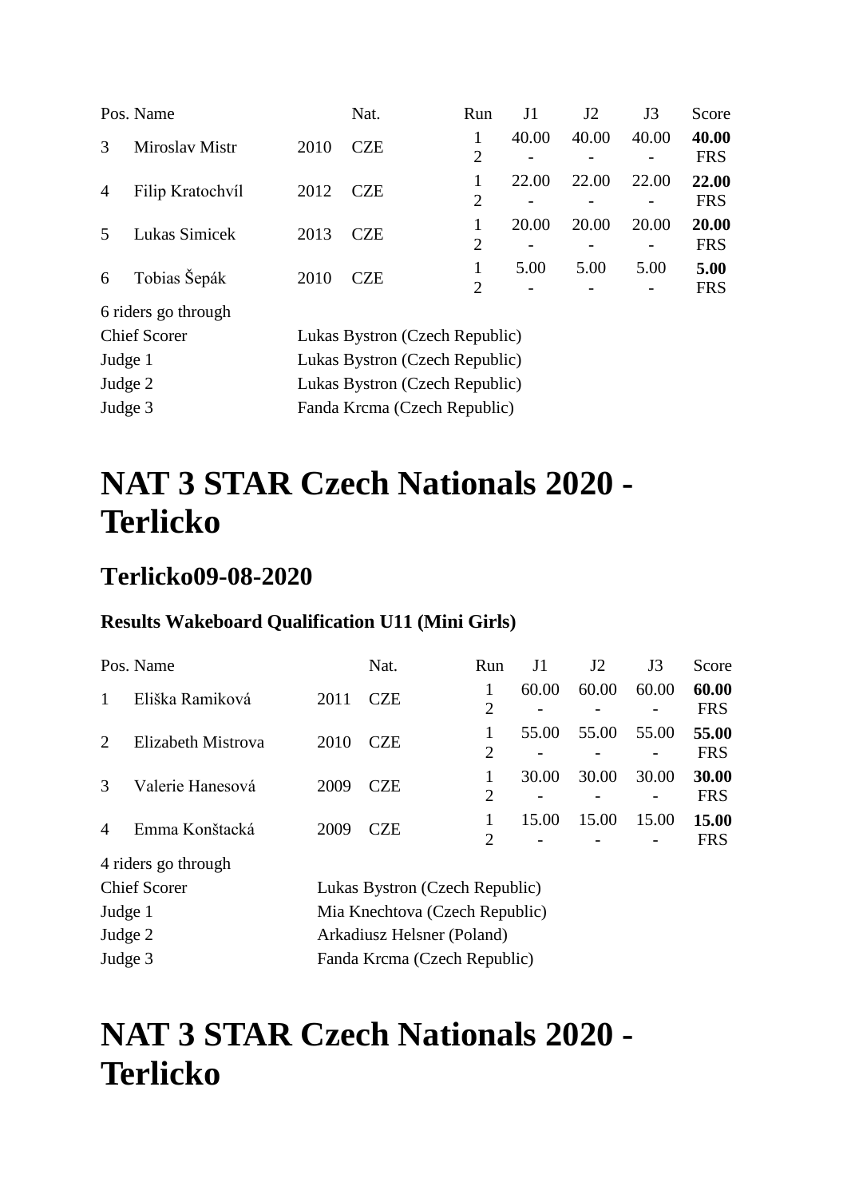| Pos. | Name | | Nat. | Run | J1 | J2 | J3 | Score |
|---|---|---|---|---|---|---|---|---|
| 3 | Miroslav Mistr | 2010 | CZE | 1 | 40.00 | 40.00 | 40.00 | **40.00** |
| | | | | 2 | - | - | - | FRS |
| 4 | Filip Kratochvíl | 2012 | CZE | 1 | 22.00 | 22.00 | 22.00 | **22.00** |
| | | | | 2 | - | - | - | FRS |
| 5 | Lukas Simicek | 2013 | CZE | 1 | 20.00 | 20.00 | 20.00 | **20.00** |
| | | | | 2 | - | - | - | FRS |
| 6 | Tobias Šepák | 2010 | CZE | 1 | 5.00 | 5.00 | 5.00 | **5.00** |
| | | | | 2 | - | - | - | FRS |

6 riders go through

| | |
|---|---|
| Chief Scorer | Lukas Bystron (Czech Republic) |
| Judge 1 | Lukas Bystron (Czech Republic) |
| Judge 2 | Lukas Bystron (Czech Republic) |
| Judge 3 | Fanda Krcma (Czech Republic) |

# NAT 3 STAR Czech Nationals 2020 - Terlicko

## Terlicko09-08-2020

### Results Wakeboard Qualification U11 (Mini Girls)

| Pos. | Name | | Nat. | Run | J1 | J2 | J3 | Score |
|---|---|---|---|---|---|---|---|---|
| 1 | Eliška Ramiková | 2011 | CZE | 1 | 60.00 | 60.00 | 60.00 | **60.00** |
| | | | | 2 | - | - | - | FRS |
| 2 | Elizabeth Mistrova | 2010 | CZE | 1 | 55.00 | 55.00 | 55.00 | **55.00** |
| | | | | 2 | - | - | - | FRS |
| 3 | Valerie Hanesová | 2009 | CZE | 1 | 30.00 | 30.00 | 30.00 | **30.00** |
| | | | | 2 | - | - | - | FRS |
| 4 | Emma Konštacká | 2009 | CZE | 1 | 15.00 | 15.00 | 15.00 | **15.00** |
| | | | | 2 | - | - | - | FRS |

4 riders go through

| | |
|---|---|
| Chief Scorer | Lukas Bystron (Czech Republic) |
| Judge 1 | Mia Knechtova (Czech Republic) |
| Judge 2 | Arkadiusz Helsner (Poland) |
| Judge 3 | Fanda Krcma (Czech Republic) |

# NAT 3 STAR Czech Nationals 2020 - Terlicko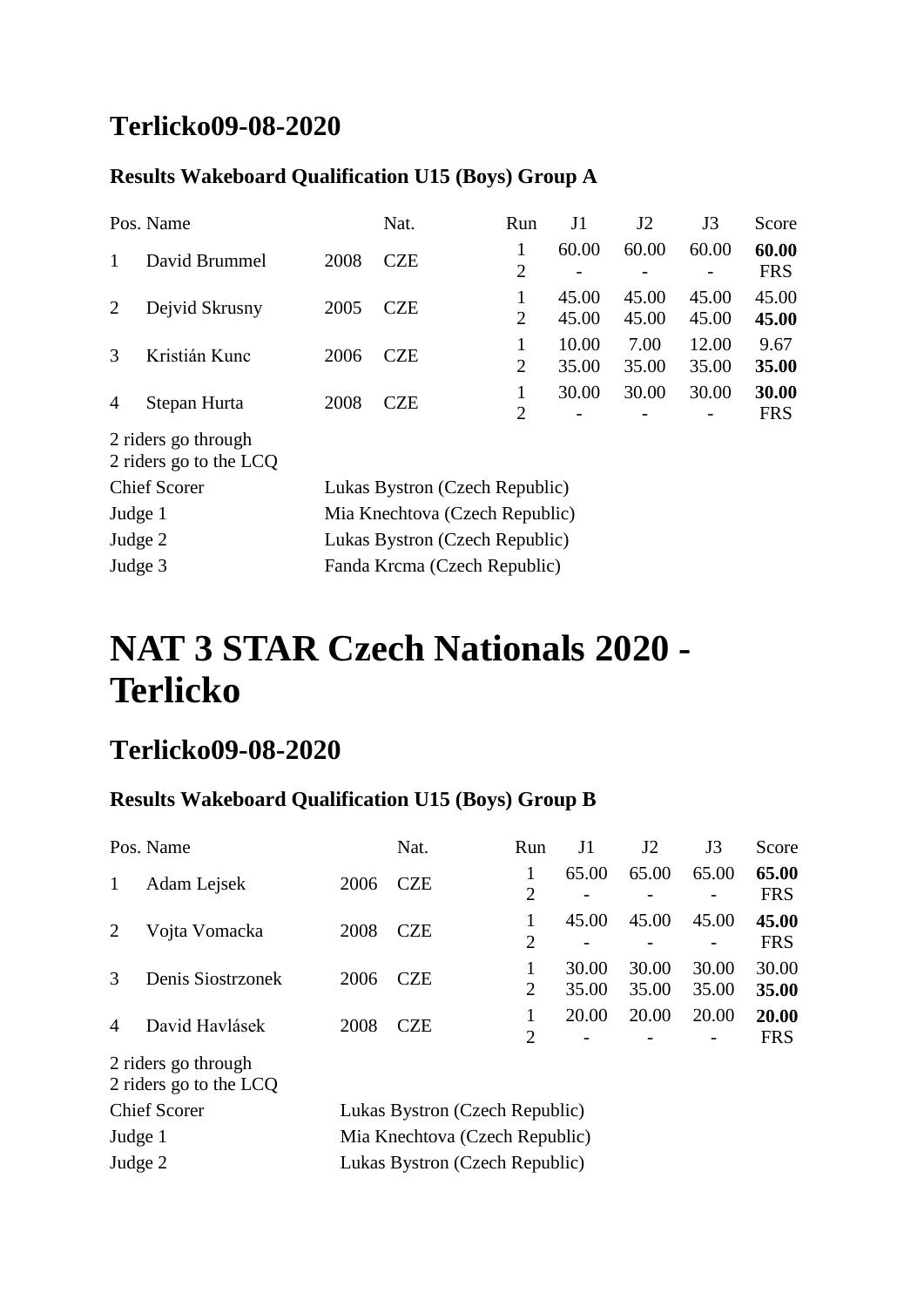## Terlicko09-08-2020

### Results Wakeboard Qualification U15 (Boys) Group A

| Pos. | Name | | Nat. | Run | J1 | J2 | J3 | Score |
|---|---|---|---|---|---|---|---|---|
| 1 | David Brummel | 2008 | CZE | 1 | 60.00 | 60.00 | 60.00 | **60.00** |
| | | | | 2 | - | - | - | FRS |
| 2 | Dejvid Skrusny | 2005 | CZE | 1 | 45.00 | 45.00 | 45.00 | 45.00 |
| | | | | 2 | 45.00 | 45.00 | 45.00 | **45.00** |
| 3 | Kristián Kunc | 2006 | CZE | 1 | 10.00 | 7.00 | 12.00 | 9.67 |
| | | | | 2 | 35.00 | 35.00 | 35.00 | **35.00** |
| 4 | Stepan Hurta | 2008 | CZE | 1 | 30.00 | 30.00 | 30.00 | **30.00** |
| | | | | 2 | - | - | - | FRS |

2 riders go through
2 riders go to the LCQ

| | |
|---|---|
| Chief Scorer | Lukas Bystron (Czech Republic) |
| Judge 1 | Mia Knechtova (Czech Republic) |
| Judge 2 | Lukas Bystron (Czech Republic) |
| Judge 3 | Fanda Krcma (Czech Republic) |

# NAT 3 STAR Czech Nationals 2020 - Terlicko

## Terlicko09-08-2020

### Results Wakeboard Qualification U15 (Boys) Group B

| Pos. | Name | | Nat. | Run | J1 | J2 | J3 | Score |
|---|---|---|---|---|---|---|---|---|
| 1 | Adam Lejsek | 2006 | CZE | 1 | 65.00 | 65.00 | 65.00 | **65.00** |
| | | | | 2 | - | - | - | FRS |
| 2 | Vojta Vomacka | 2008 | CZE | 1 | 45.00 | 45.00 | 45.00 | **45.00** |
| | | | | 2 | - | - | - | FRS |
| 3 | Denis Siostrzonek | 2006 | CZE | 1 | 30.00 | 30.00 | 30.00 | 30.00 |
| | | | | 2 | 35.00 | 35.00 | 35.00 | **35.00** |
| 4 | David Havlásek | 2008 | CZE | 1 | 20.00 | 20.00 | 20.00 | **20.00** |
| | | | | 2 | - | - | - | FRS |

2 riders go through
2 riders go to the LCQ

| | |
|---|---|
| Chief Scorer | Lukas Bystron (Czech Republic) |
| Judge 1 | Mia Knechtova (Czech Republic) |
| Judge 2 | Lukas Bystron (Czech Republic) |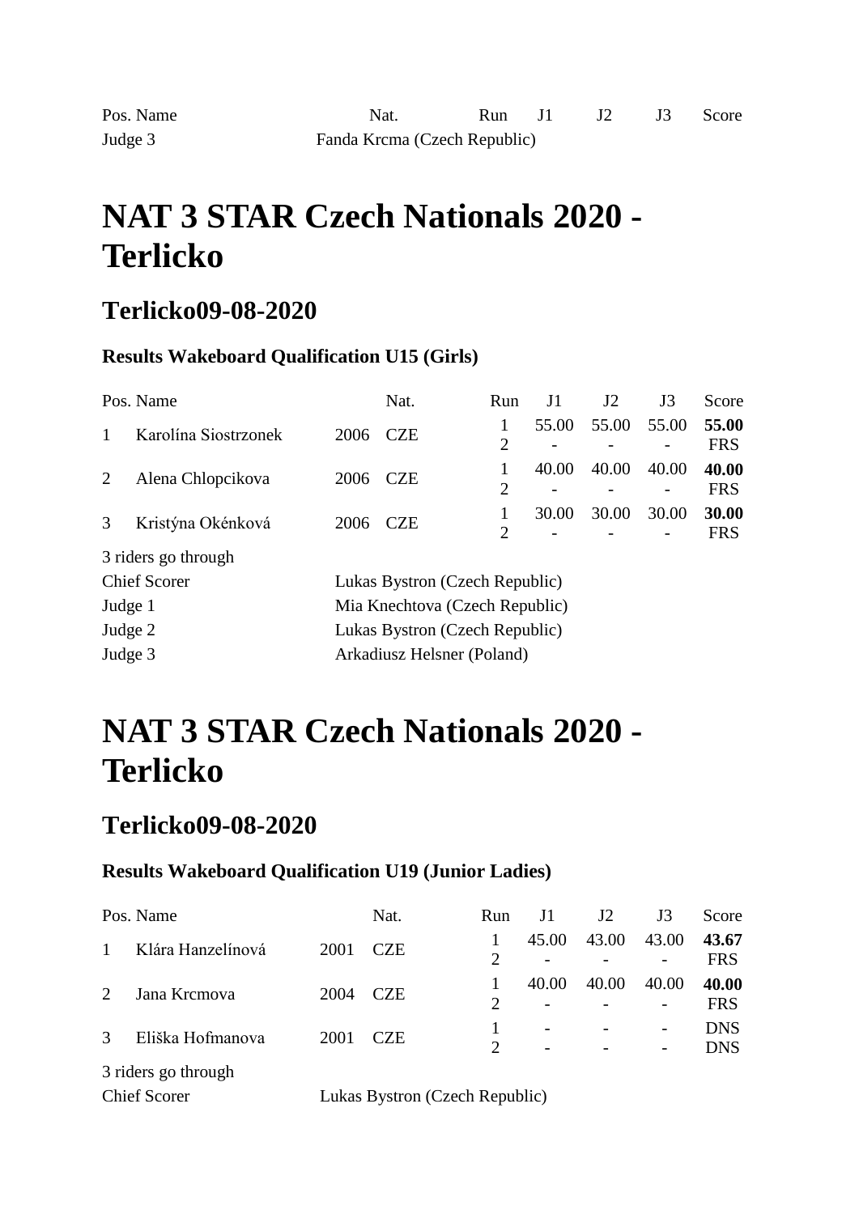| Pos. | Name | | Nat. | Run | J1 | J2 | J3 | Score |
|---|---|---|---|---|---|---|---|---|

| | |
|---|---|
| Judge 3 | Fanda Krcma (Czech Republic) |

# NAT 3 STAR Czech Nationals 2020 - Terlicko

## Terlicko09-08-2020

### Results Wakeboard Qualification U15 (Girls)

| Pos. | Name | | Nat. | Run | J1 | J2 | J3 | Score |
|---|---|---|---|---|---|---|---|---|
| 1 | Karolína Siostrzonek | 2006 | CZE | 1 | 55.00 | 55.00 | 55.00 | **55.00** |
| | | | | 2 | - | - | - | FRS |
| 2 | Alena Chlopcikova | 2006 | CZE | 1 | 40.00 | 40.00 | 40.00 | **40.00** |
| | | | | 2 | - | - | - | FRS |
| 3 | Kristýna Okénková | 2006 | CZE | 1 | 30.00 | 30.00 | 30.00 | **30.00** |
| | | | | 2 | - | - | - | FRS |

3 riders go through

| | |
|---|---|
| Chief Scorer | Lukas Bystron (Czech Republic) |
| Judge 1 | Mia Knechtova (Czech Republic) |
| Judge 2 | Lukas Bystron (Czech Republic) |
| Judge 3 | Arkadiusz Helsner (Poland) |

# NAT 3 STAR Czech Nationals 2020 - Terlicko

## Terlicko09-08-2020

### Results Wakeboard Qualification U19 (Junior Ladies)

| Pos. | Name | | Nat. | Run | J1 | J2 | J3 | Score |
|---|---|---|---|---|---|---|---|---|
| 1 | Klára Hanzelínová | 2001 | CZE | 1 | 45.00 | 43.00 | 43.00 | **43.67** |
| | | | | 2 | - | - | - | FRS |
| 2 | Jana Krcmova | 2004 | CZE | 1 | 40.00 | 40.00 | 40.00 | **40.00** |
| | | | | 2 | - | - | - | FRS |
| 3 | Eliška Hofmanova | 2001 | CZE | 1 | - | - | - | DNS |
| | | | | 2 | - | - | - | DNS |

3 riders go through

| | |
|---|---|
| Chief Scorer | Lukas Bystron (Czech Republic) |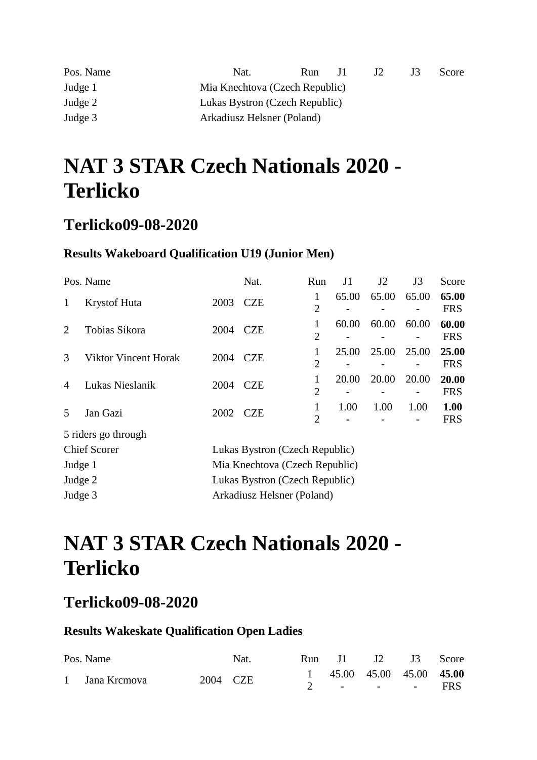| Pos. | Name | | Nat. | Run | J1 | J2 | J3 | Score |
|---|---|---|---|---|---|---|---|---|

| | |
|---|---|
| Judge 1 | Mia Knechtova (Czech Republic) |
| Judge 2 | Lukas Bystron (Czech Republic) |
| Judge 3 | Arkadiusz Helsner (Poland) |

# NAT 3 STAR Czech Nationals 2020 - Terlicko

## Terlicko09-08-2020

### Results Wakeboard Qualification U19 (Junior Men)

| Pos. | Name | | Nat. | Run | J1 | J2 | J3 | Score |
|---|---|---|---|---|---|---|---|---|
| 1 | Krystof Huta | 2003 | CZE | 1 | 65.00 | 65.00 | 65.00 | **65.00** |
| | | | | 2 | - | - | - | FRS |
| 2 | Tobias Sikora | 2004 | CZE | 1 | 60.00 | 60.00 | 60.00 | **60.00** |
| | | | | 2 | - | - | - | FRS |
| 3 | Viktor Vincent Horak | 2004 | CZE | 1 | 25.00 | 25.00 | 25.00 | **25.00** |
| | | | | 2 | - | - | - | FRS |
| 4 | Lukas Nieslanik | 2004 | CZE | 1 | 20.00 | 20.00 | 20.00 | **20.00** |
| | | | | 2 | - | - | - | FRS |
| 5 | Jan Gazi | 2002 | CZE | 1 | 1.00 | 1.00 | 1.00 | **1.00** |
| | | | | 2 | - | - | - | FRS |

5 riders go through

| | |
|---|---|
| Chief Scorer | Lukas Bystron (Czech Republic) |
| Judge 1 | Mia Knechtova (Czech Republic) |
| Judge 2 | Lukas Bystron (Czech Republic) |
| Judge 3 | Arkadiusz Helsner (Poland) |

# NAT 3 STAR Czech Nationals 2020 - Terlicko

## Terlicko09-08-2020

### Results Wakeskate Qualification Open Ladies

| Pos. | Name | | Nat. | Run | J1 | J2 | J3 | Score |
|---|---|---|---|---|---|---|---|---|
| 1 | Jana Krcmova | 2004 | CZE | 1 | 45.00 | 45.00 | 45.00 | **45.00** |
| | | | | 2 | - | - | - | FRS |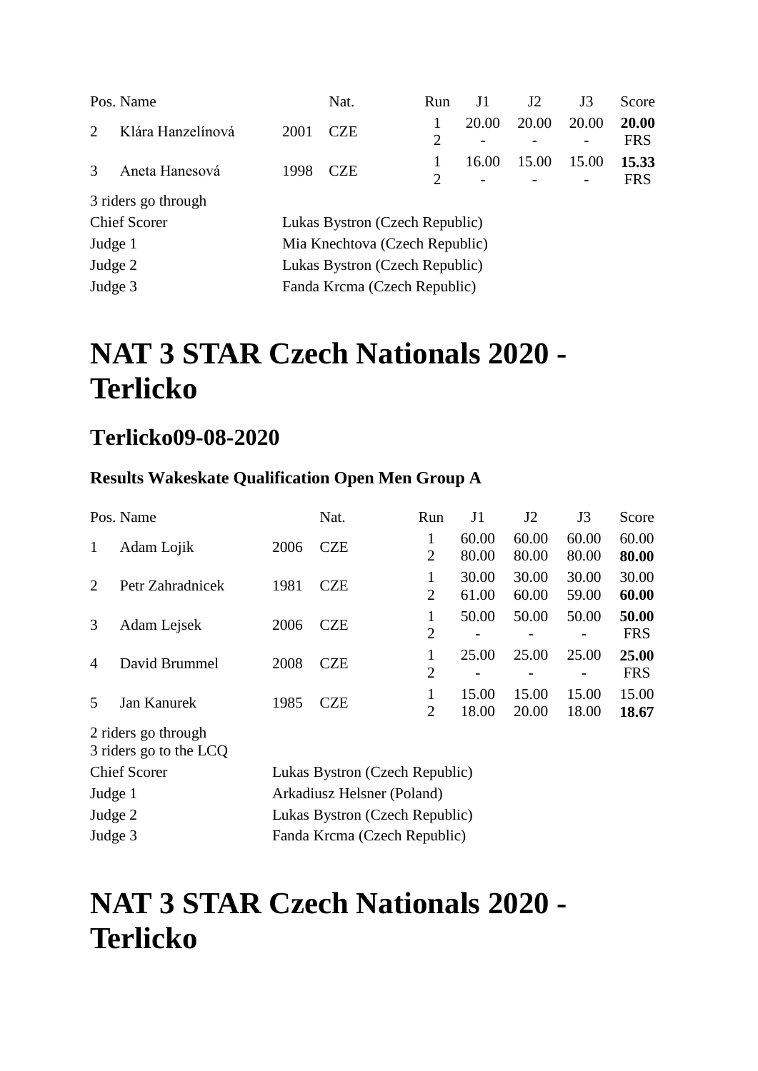| Pos. | Name | | Nat. | Run | J1 | J2 | J3 | Score |
|---|---|---|---|---|---|---|---|---|
| 2 | Klára Hanzelínová | 2001 | CZE | 1 | 20.00 | 20.00 | 20.00 | **20.00** |
| | | | | 2 | - | - | - | FRS |
| 3 | Aneta Hanesová | 1998 | CZE | 1 | 16.00 | 15.00 | 15.00 | **15.33** |
| | | | | 2 | - | - | - | FRS |

3 riders go through

Chief Scorer Lukas Bystron (Czech Republic)
Judge 1 Mia Knechtova (Czech Republic)
Judge 2 Lukas Bystron (Czech Republic)
Judge 3 Fanda Krcma (Czech Republic)

# NAT 3 STAR Czech Nationals 2020 - Terlicko

## Terlicko09-08-2020

### Results Wakeskate Qualification Open Men Group A

| Pos. | Name | | Nat. | Run | J1 | J2 | J3 | Score |
|---|---|---|---|---|---|---|---|---|
| 1 | Adam Lojik | 2006 | CZE | 1 | 60.00 | 60.00 | 60.00 | 60.00 |
| | | | | 2 | 80.00 | 80.00 | 80.00 | **80.00** |
| 2 | Petr Zahradnicek | 1981 | CZE | 1 | 30.00 | 30.00 | 30.00 | 30.00 |
| | | | | 2 | 61.00 | 60.00 | 59.00 | **60.00** |
| 3 | Adam Lejsek | 2006 | CZE | 1 | 50.00 | 50.00 | 50.00 | **50.00** |
| | | | | 2 | - | - | - | FRS |
| 4 | David Brummel | 2008 | CZE | 1 | 25.00 | 25.00 | 25.00 | **25.00** |
| | | | | 2 | - | - | - | FRS |
| 5 | Jan Kanurek | 1985 | CZE | 1 | 15.00 | 15.00 | 15.00 | 15.00 |
| | | | | 2 | 18.00 | 20.00 | 18.00 | **18.67** |

2 riders go through
3 riders go to the LCQ

Chief Scorer Lukas Bystron (Czech Republic)
Judge 1 Arkadiusz Helsner (Poland)
Judge 2 Lukas Bystron (Czech Republic)
Judge 3 Fanda Krcma (Czech Republic)

# NAT 3 STAR Czech Nationals 2020 - Terlicko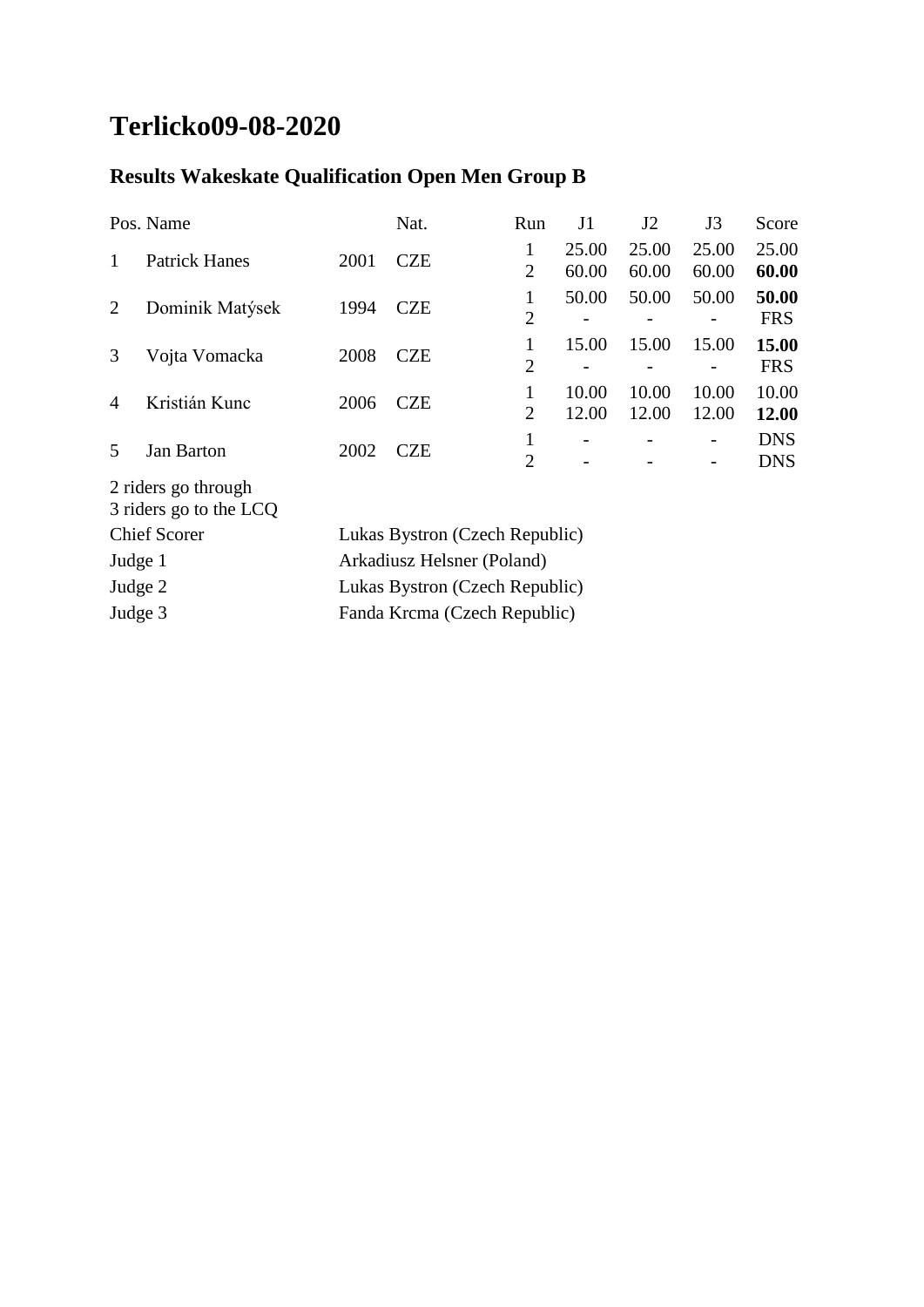# Terlicko09-08-2020

## Results Wakeskate Qualification Open Men Group B

| Pos. | Name | | Nat. | Run | J1 | J2 | J3 | Score |
|---|---|---|---|---|---|---|---|---|
| 1 | Patrick Hanes | 2001 | CZE | 1 | 25.00 | 25.00 | 25.00 | 25.00 |
| | | | | 2 | 60.00 | 60.00 | 60.00 | **60.00** |
| 2 | Dominik Matýsek | 1994 | CZE | 1 | 50.00 | 50.00 | 50.00 | **50.00** |
| | | | | 2 | - | - | - | FRS |
| 3 | Vojta Vomacka | 2008 | CZE | 1 | 15.00 | 15.00 | 15.00 | **15.00** |
| | | | | 2 | - | - | - | FRS |
| 4 | Kristián Kunc | 2006 | CZE | 1 | 10.00 | 10.00 | 10.00 | 10.00 |
| | | | | 2 | 12.00 | 12.00 | 12.00 | **12.00** |
| 5 | Jan Barton | 2002 | CZE | 1 | - | - | - | DNS |
| | | | | 2 | - | - | - | DNS |

2 riders go through
3 riders go to the LCQ

| | |
|---|---|
| Chief Scorer | Lukas Bystron (Czech Republic) |
| Judge 1 | Arkadiusz Helsner (Poland) |
| Judge 2 | Lukas Bystron (Czech Republic) |
| Judge 3 | Fanda Krcma (Czech Republic) |